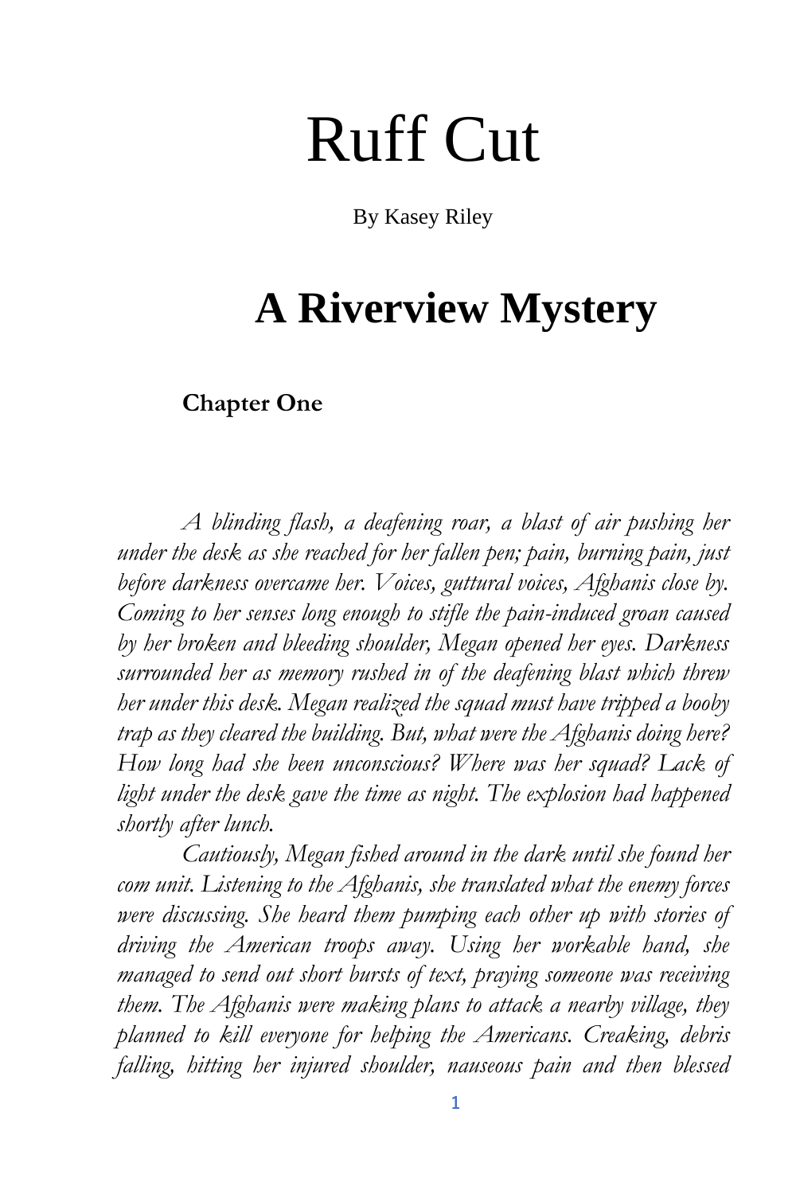# Ruff Cut

By Kasey Riley

## A Riverview Mystery

### Chapter One

*A blinding flash, a deafening roar, a blast of air pushing her under the desk as she reached for her fallen pen; pain, burning pain, just before darkness overcame her. Voices, guttural voices, Afghanis close by. Coming to her senses long enough to stifle the pain-induced groan caused by her broken and bleeding shoulder, Megan opened her eyes. Darkness surrounded her as memory rushed in of the deafening blast which threw her under this desk. Megan realized the squad must have tripped a booby trap as they cleared the building. But, what were the Afghanis doing here? How long had she been unconscious? Where was her squad? Lack of light under the desk gave the time as night. The explosion had happened shortly after lunch.*

*Cautiously, Megan fished around in the dark until she found her com unit. Listening to the Afghanis, she translated what the enemy forces were discussing. She heard them pumping each other up with stories of driving the American troops away. Using her workable hand, she managed to send out short bursts of text, praying someone was receiving them. The Afghanis were making plans to attack a nearby village, they planned to kill everyone for helping the Americans. Creaking, debris falling, hitting her injured shoulder, nauseous pain and then blessed*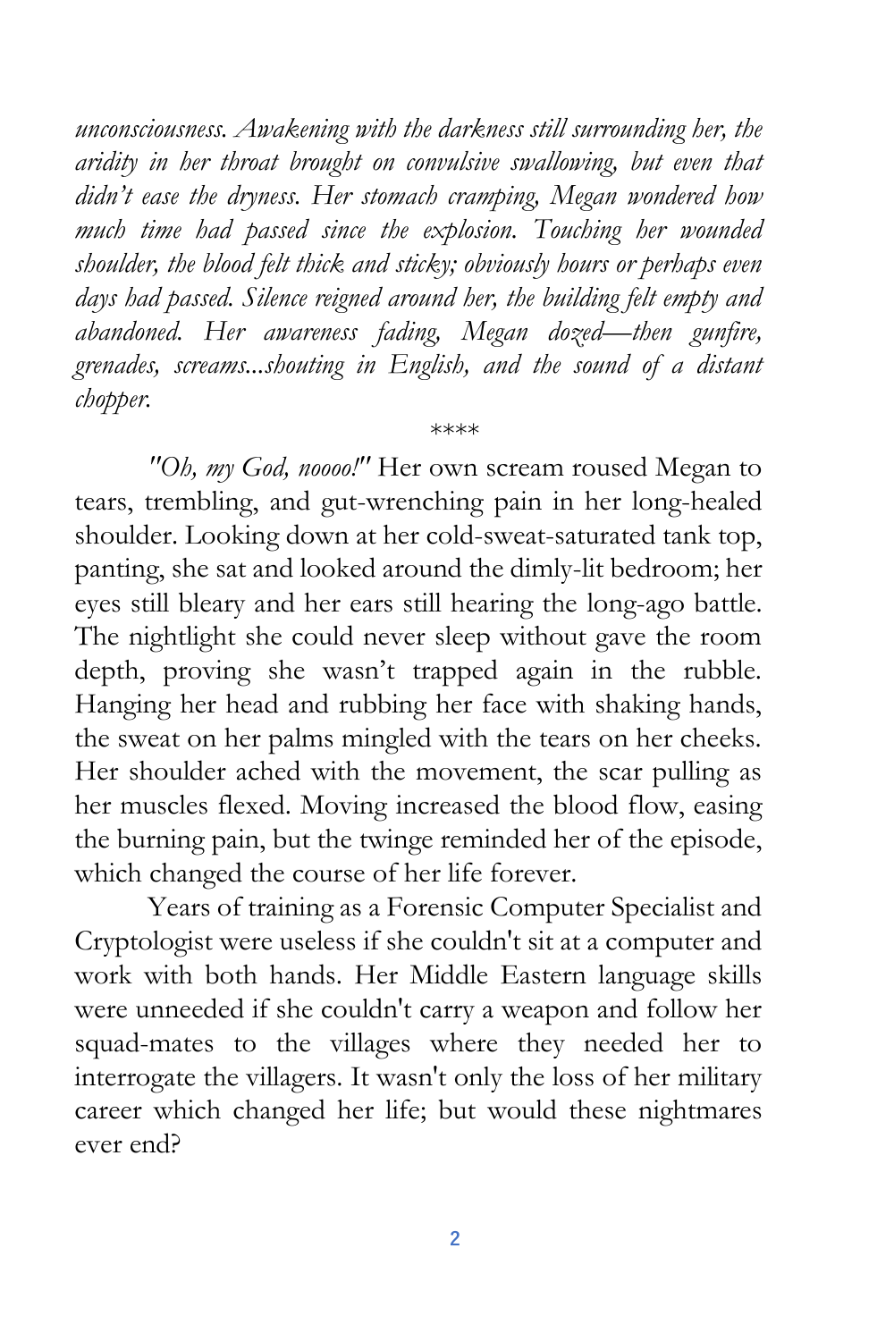*unconsciousness. Awakening with the darkness still surrounding her, the aridity in her throat brought on convulsive swallowing, but even that didn't ease the dryness. Her stomach cramping, Megan wondered how much time had passed since the explosion. Touching her wounded shoulder, the blood felt thick and sticky; obviously hours or perhaps even days had passed. Silence reigned around her, the building felt empty and abandoned. Her awareness fading, Megan dozed—then gunfire, grenades, screams...shouting in English, and the sound of a distant chopper.*

\*\*\*\*

*"Oh, my God, noooo!"* Her own scream roused Megan to tears, trembling, and gut-wrenching pain in her long-healed shoulder. Looking down at her cold-sweat-saturated tank top, panting, she sat and looked around the dimly-lit bedroom; her eyes still bleary and her ears still hearing the long-ago battle. The nightlight she could never sleep without gave the room depth, proving she wasn't trapped again in the rubble. Hanging her head and rubbing her face with shaking hands, the sweat on her palms mingled with the tears on her cheeks. Her shoulder ached with the movement, the scar pulling as her muscles flexed. Moving increased the blood flow, easing the burning pain, but the twinge reminded her of the episode, which changed the course of her life forever.

Years of training as a Forensic Computer Specialist and Cryptologist were useless if she couldn't sit at a computer and work with both hands. Her Middle Eastern language skills were unneeded if she couldn't carry a weapon and follow her squad-mates to the villages where they needed her to interrogate the villagers. It wasn't only the loss of her military career which changed her life; but would these nightmares ever end?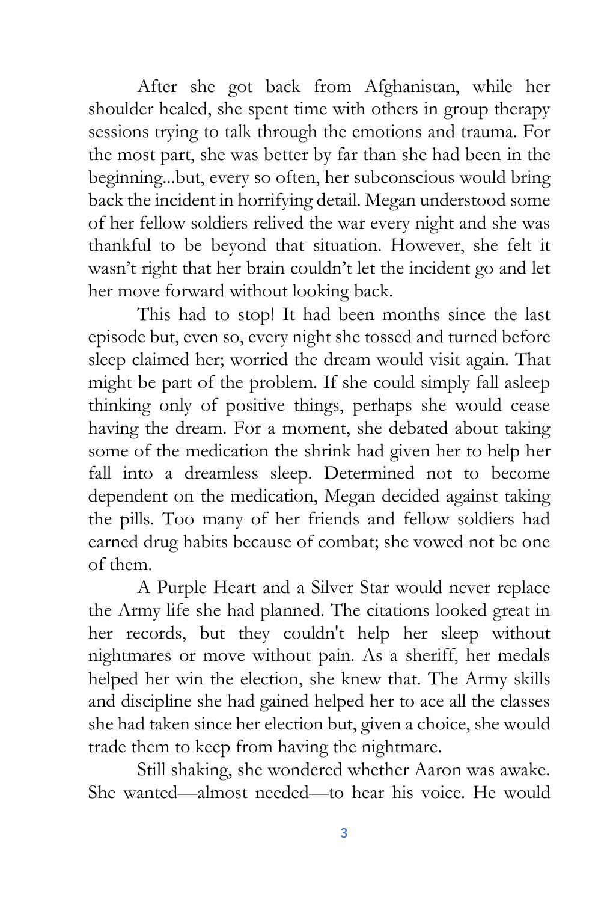After she got back from Afghanistan, while her shoulder healed, she spent time with others in group therapy sessions trying to talk through the emotions and trauma. For the most part, she was better by far than she had been in the beginning...but, every so often, her subconscious would bring back the incident in horrifying detail. Megan understood some of her fellow soldiers relived the war every night and she was thankful to be beyond that situation. However, she felt it wasn't right that her brain couldn't let the incident go and let her move forward without looking back.

This had to stop! It had been months since the last episode but, even so, every night she tossed and turned before sleep claimed her; worried the dream would visit again. That might be part of the problem. If she could simply fall asleep thinking only of positive things, perhaps she would cease having the dream. For a moment, she debated about taking some of the medication the shrink had given her to help her fall into a dreamless sleep. Determined not to become dependent on the medication, Megan decided against taking the pills. Too many of her friends and fellow soldiers had earned drug habits because of combat; she vowed not be one of them.

A Purple Heart and a Silver Star would never replace the Army life she had planned. The citations looked great in her records, but they couldn't help her sleep without nightmares or move without pain. As a sheriff, her medals helped her win the election, she knew that. The Army skills and discipline she had gained helped her to ace all the classes she had taken since her election but, given a choice, she would trade them to keep from having the nightmare.

Still shaking, she wondered whether Aaron was awake. She wanted—almost needed—to hear his voice. He would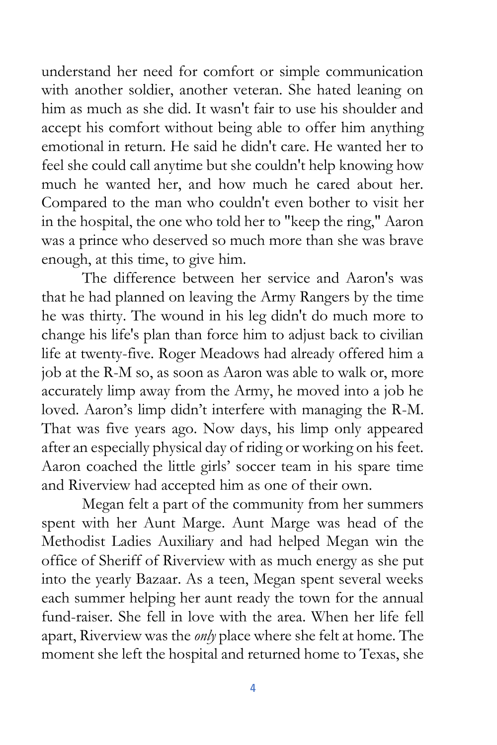understand her need for comfort or simple communication with another soldier, another veteran. She hated leaning on him as much as she did. It wasn't fair to use his shoulder and accept his comfort without being able to offer him anything emotional in return. He said he didn't care. He wanted her to feel she could call anytime but she couldn't help knowing how much he wanted her, and how much he cared about her. Compared to the man who couldn't even bother to visit her in the hospital, the one who told her to "keep the ring," Aaron was a prince who deserved so much more than she was brave enough, at this time, to give him.

The difference between her service and Aaron's was that he had planned on leaving the Army Rangers by the time he was thirty. The wound in his leg didn't do much more to change his life's plan than force him to adjust back to civilian life at twenty-five. Roger Meadows had already offered him a job at the R-M so, as soon as Aaron was able to walk or, more accurately limp away from the Army, he moved into a job he loved. Aaron's limp didn't interfere with managing the R-M. That was five years ago. Now days, his limp only appeared after an especially physical day of riding or working on his feet. Aaron coached the little girls' soccer team in his spare time and Riverview had accepted him as one of their own.

Megan felt a part of the community from her summers spent with her Aunt Marge. Aunt Marge was head of the Methodist Ladies Auxiliary and had helped Megan win the office of Sheriff of Riverview with as much energy as she put into the yearly Bazaar. As a teen, Megan spent several weeks each summer helping her aunt ready the town for the annual fund-raiser. She fell in love with the area. When her life fell apart, Riverview was the *only* place where she felt at home. The moment she left the hospital and returned home to Texas, she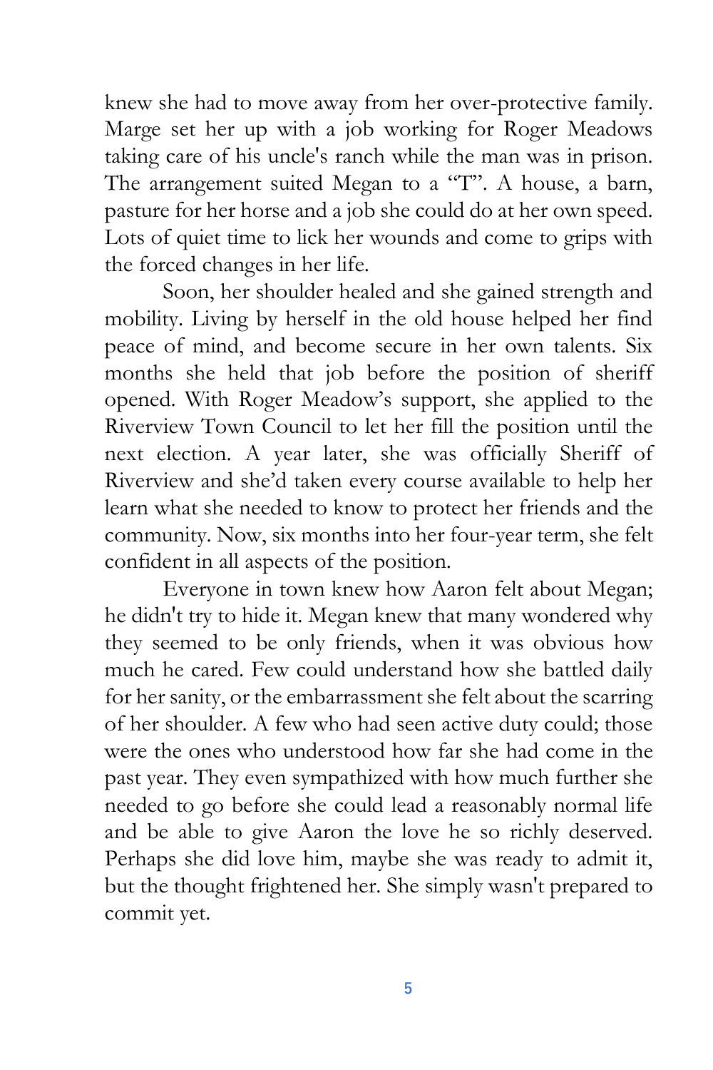knew she had to move away from her over-protective family. Marge set her up with a job working for Roger Meadows taking care of his uncle's ranch while the man was in prison. The arrangement suited Megan to a "T". A house, a barn, pasture for her horse and a job she could do at her own speed. Lots of quiet time to lick her wounds and come to grips with the forced changes in her life.

Soon, her shoulder healed and she gained strength and mobility. Living by herself in the old house helped her find peace of mind, and become secure in her own talents. Six months she held that job before the position of sheriff opened. With Roger Meadow's support, she applied to the Riverview Town Council to let her fill the position until the next election. A year later, she was officially Sheriff of Riverview and she'd taken every course available to help her learn what she needed to know to protect her friends and the community. Now, six months into her four-year term, she felt confident in all aspects of the position.

Everyone in town knew how Aaron felt about Megan; he didn't try to hide it. Megan knew that many wondered why they seemed to be only friends, when it was obvious how much he cared. Few could understand how she battled daily for her sanity, or the embarrassment she felt about the scarring of her shoulder. A few who had seen active duty could; those were the ones who understood how far she had come in the past year. They even sympathized with how much further she needed to go before she could lead a reasonably normal life and be able to give Aaron the love he so richly deserved. Perhaps she did love him, maybe she was ready to admit it, but the thought frightened her. She simply wasn't prepared to commit yet.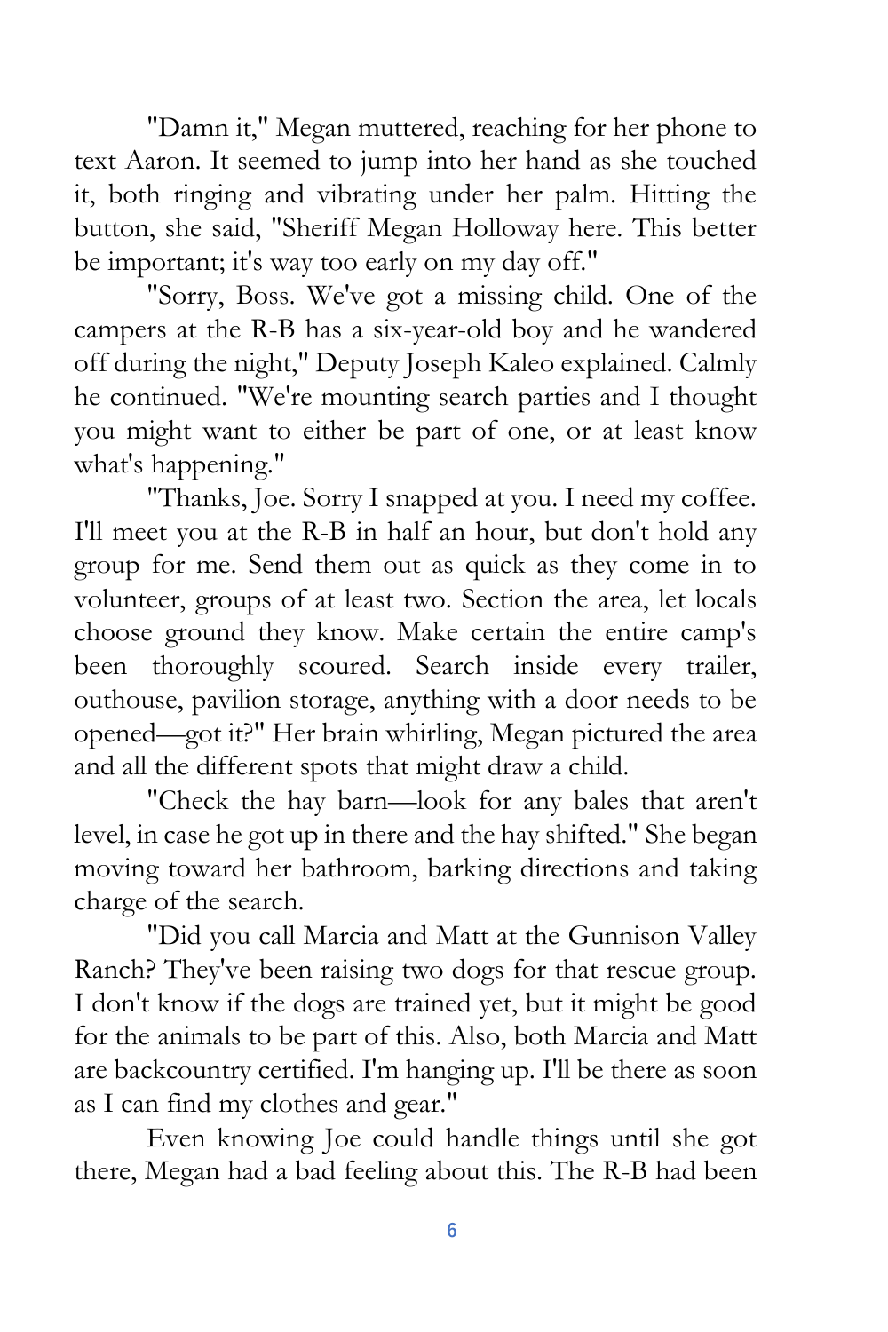"Damn it," Megan muttered, reaching for her phone to text Aaron. It seemed to jump into her hand as she touched it, both ringing and vibrating under her palm. Hitting the button, she said, "Sheriff Megan Holloway here. This better be important; it's way too early on my day off."

"Sorry, Boss. We've got a missing child. One of the campers at the R-B has a six-year-old boy and he wandered off during the night," Deputy Joseph Kaleo explained. Calmly he continued. "We're mounting search parties and I thought you might want to either be part of one, or at least know what's happening."

"Thanks, Joe. Sorry I snapped at you. I need my coffee. I'll meet you at the R-B in half an hour, but don't hold any group for me. Send them out as quick as they come in to volunteer, groups of at least two. Section the area, let locals choose ground they know. Make certain the entire camp's been thoroughly scoured. Search inside every trailer, outhouse, pavilion storage, anything with a door needs to be opened—got it?" Her brain whirling, Megan pictured the area and all the different spots that might draw a child.

"Check the hay barn—look for any bales that aren't level, in case he got up in there and the hay shifted." She began moving toward her bathroom, barking directions and taking charge of the search.

"Did you call Marcia and Matt at the Gunnison Valley Ranch? They've been raising two dogs for that rescue group. I don't know if the dogs are trained yet, but it might be good for the animals to be part of this. Also, both Marcia and Matt are backcountry certified. I'm hanging up. I'll be there as soon as I can find my clothes and gear."

Even knowing Joe could handle things until she got there, Megan had a bad feeling about this. The R-B had been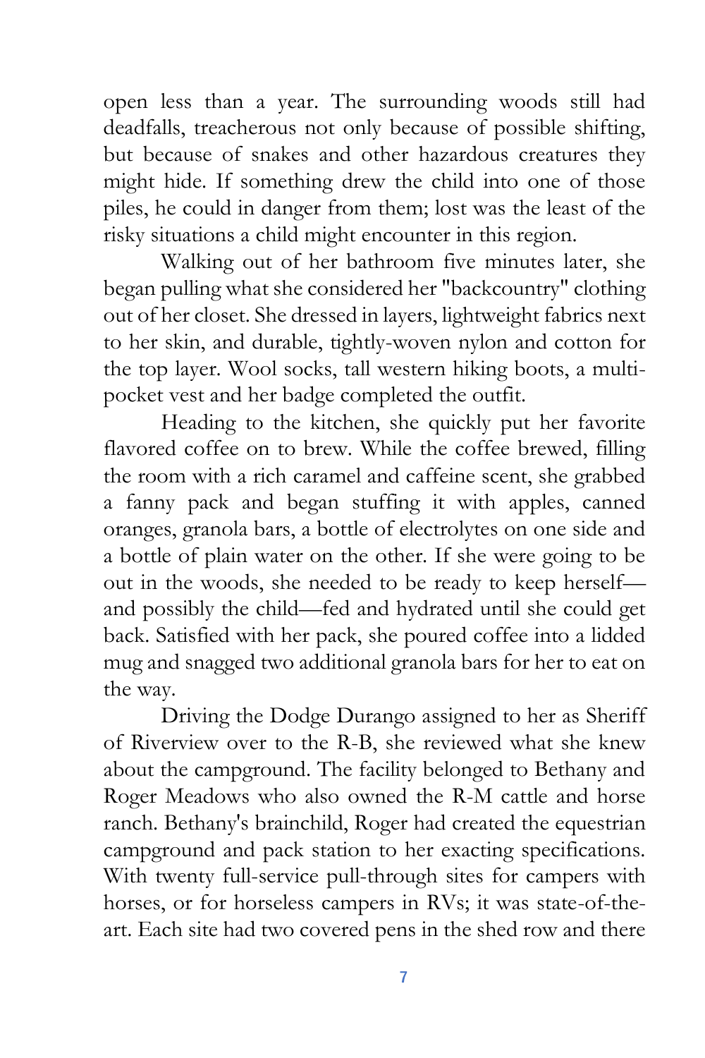open less than a year. The surrounding woods still had deadfalls, treacherous not only because of possible shifting, but because of snakes and other hazardous creatures they might hide. If something drew the child into one of those piles, he could in danger from them; lost was the least of the risky situations a child might encounter in this region.

Walking out of her bathroom five minutes later, she began pulling what she considered her "backcountry" clothing out of her closet. She dressed in layers, lightweight fabrics next to her skin, and durable, tightly-woven nylon and cotton for the top layer. Wool socks, tall western hiking boots, a multi-pocket vest and her badge completed the outfit.

Heading to the kitchen, she quickly put her favorite flavored coffee on to brew. While the coffee brewed, filling the room with a rich caramel and caffeine scent, she grabbed a fanny pack and began stuffing it with apples, canned oranges, granola bars, a bottle of electrolytes on one side and a bottle of plain water on the other. If she were going to be out in the woods, she needed to be ready to keep herself—and possibly the child—fed and hydrated until she could get back. Satisfied with her pack, she poured coffee into a lidded mug and snagged two additional granola bars for her to eat on the way.

Driving the Dodge Durango assigned to her as Sheriff of Riverview over to the R-B, she reviewed what she knew about the campground. The facility belonged to Bethany and Roger Meadows who also owned the R-M cattle and horse ranch. Bethany's brainchild, Roger had created the equestrian campground and pack station to her exacting specifications. With twenty full-service pull-through sites for campers with horses, or for horseless campers in RVs; it was state-of-the-art. Each site had two covered pens in the shed row and there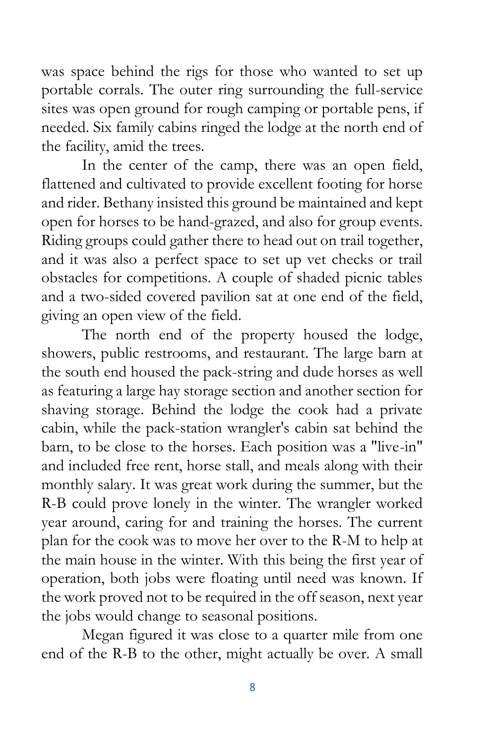was space behind the rigs for those who wanted to set up portable corrals. The outer ring surrounding the full-service sites was open ground for rough camping or portable pens, if needed. Six family cabins ringed the lodge at the north end of the facility, amid the trees.

In the center of the camp, there was an open field, flattened and cultivated to provide excellent footing for horse and rider. Bethany insisted this ground be maintained and kept open for horses to be hand-grazed, and also for group events. Riding groups could gather there to head out on trail together, and it was also a perfect space to set up vet checks or trail obstacles for competitions. A couple of shaded picnic tables and a two-sided covered pavilion sat at one end of the field, giving an open view of the field.

The north end of the property housed the lodge, showers, public restrooms, and restaurant. The large barn at the south end housed the pack-string and dude horses as well as featuring a large hay storage section and another section for shaving storage. Behind the lodge the cook had a private cabin, while the pack-station wrangler's cabin sat behind the barn, to be close to the horses. Each position was a "live-in" and included free rent, horse stall, and meals along with their monthly salary. It was great work during the summer, but the R-B could prove lonely in the winter. The wrangler worked year around, caring for and training the horses. The current plan for the cook was to move her over to the R-M to help at the main house in the winter. With this being the first year of operation, both jobs were floating until need was known. If the work proved not to be required in the off season, next year the jobs would change to seasonal positions.

Megan figured it was close to a quarter mile from one end of the R-B to the other, might actually be over. A small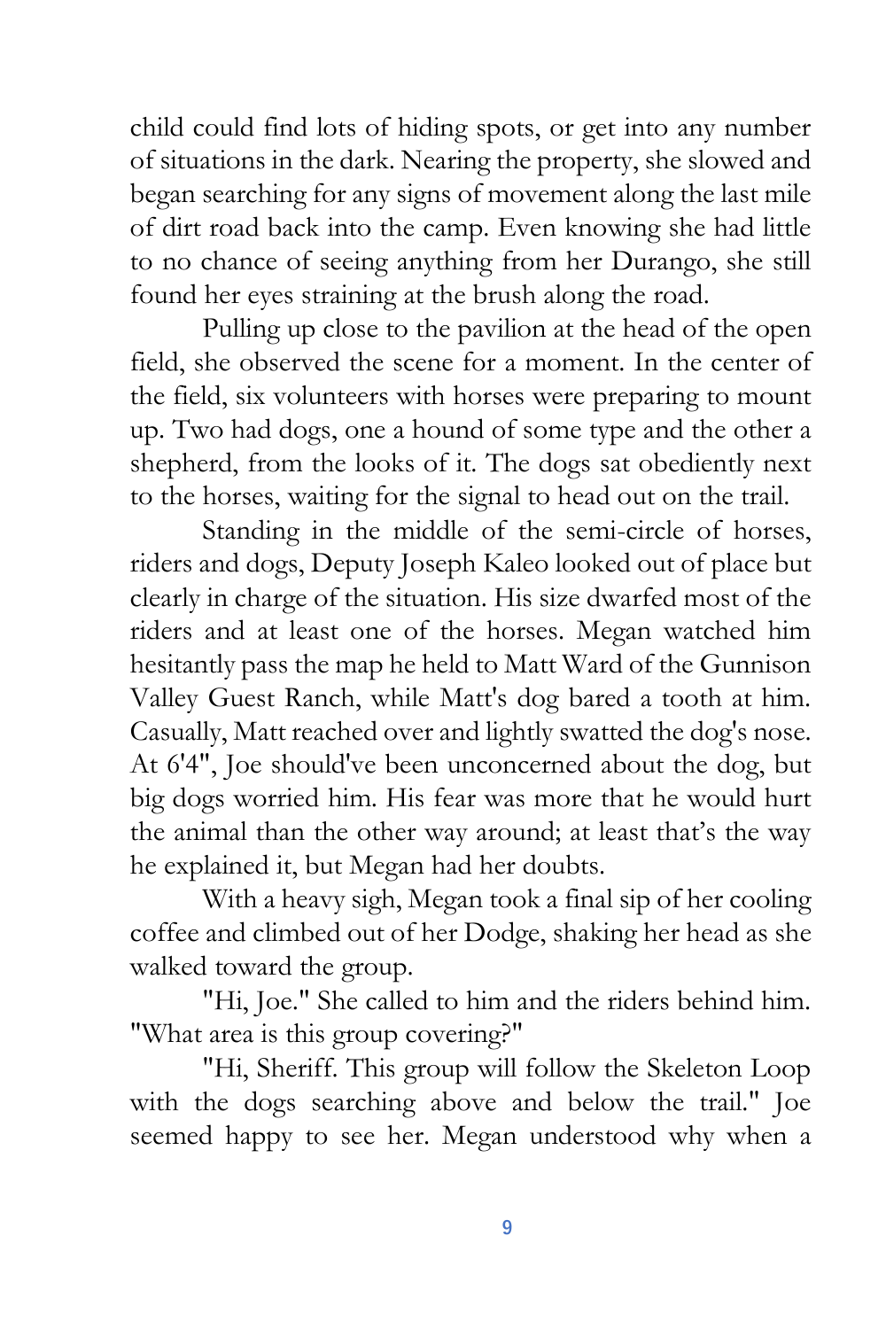child could find lots of hiding spots, or get into any number of situations in the dark. Nearing the property, she slowed and began searching for any signs of movement along the last mile of dirt road back into the camp. Even knowing she had little to no chance of seeing anything from her Durango, she still found her eyes straining at the brush along the road.

Pulling up close to the pavilion at the head of the open field, she observed the scene for a moment. In the center of the field, six volunteers with horses were preparing to mount up. Two had dogs, one a hound of some type and the other a shepherd, from the looks of it. The dogs sat obediently next to the horses, waiting for the signal to head out on the trail.

Standing in the middle of the semi-circle of horses, riders and dogs, Deputy Joseph Kaleo looked out of place but clearly in charge of the situation. His size dwarfed most of the riders and at least one of the horses. Megan watched him hesitantly pass the map he held to Matt Ward of the Gunnison Valley Guest Ranch, while Matt's dog bared a tooth at him. Casually, Matt reached over and lightly swatted the dog's nose. At 6'4", Joe should've been unconcerned about the dog, but big dogs worried him. His fear was more that he would hurt the animal than the other way around; at least that's the way he explained it, but Megan had her doubts.

With a heavy sigh, Megan took a final sip of her cooling coffee and climbed out of her Dodge, shaking her head as she walked toward the group.

"Hi, Joe." She called to him and the riders behind him. "What area is this group covering?"

"Hi, Sheriff. This group will follow the Skeleton Loop with the dogs searching above and below the trail." Joe seemed happy to see her. Megan understood why when a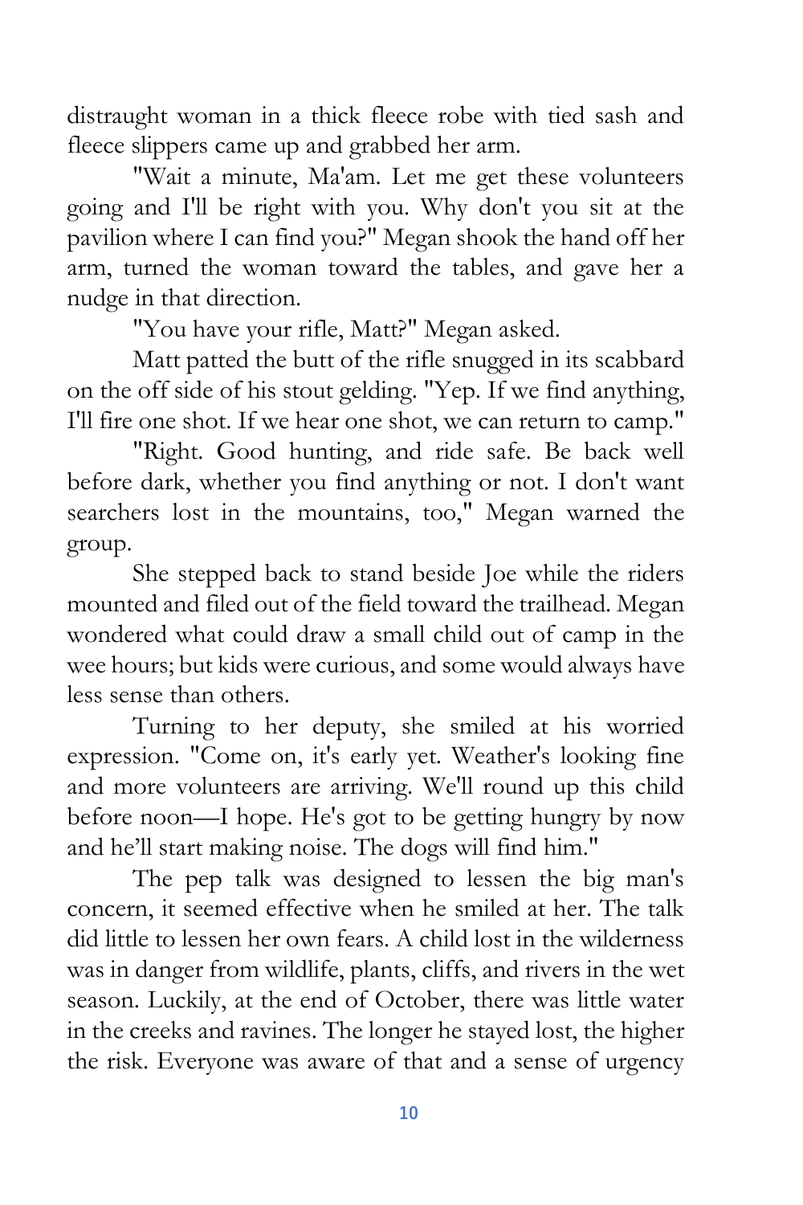distraught woman in a thick fleece robe with tied sash and fleece slippers came up and grabbed her arm.

"Wait a minute, Ma'am. Let me get these volunteers going and I'll be right with you. Why don't you sit at the pavilion where I can find you?" Megan shook the hand off her arm, turned the woman toward the tables, and gave her a nudge in that direction.

"You have your rifle, Matt?" Megan asked.

Matt patted the butt of the rifle snugged in its scabbard on the off side of his stout gelding. "Yep. If we find anything, I'll fire one shot. If we hear one shot, we can return to camp."

"Right. Good hunting, and ride safe. Be back well before dark, whether you find anything or not. I don't want searchers lost in the mountains, too," Megan warned the group.

She stepped back to stand beside Joe while the riders mounted and filed out of the field toward the trailhead. Megan wondered what could draw a small child out of camp in the wee hours; but kids were curious, and some would always have less sense than others.

Turning to her deputy, she smiled at his worried expression. "Come on, it's early yet. Weather's looking fine and more volunteers are arriving. We'll round up this child before noon—I hope. He's got to be getting hungry by now and he'll start making noise. The dogs will find him."

The pep talk was designed to lessen the big man's concern, it seemed effective when he smiled at her. The talk did little to lessen her own fears. A child lost in the wilderness was in danger from wildlife, plants, cliffs, and rivers in the wet season. Luckily, at the end of October, there was little water in the creeks and ravines. The longer he stayed lost, the higher the risk. Everyone was aware of that and a sense of urgency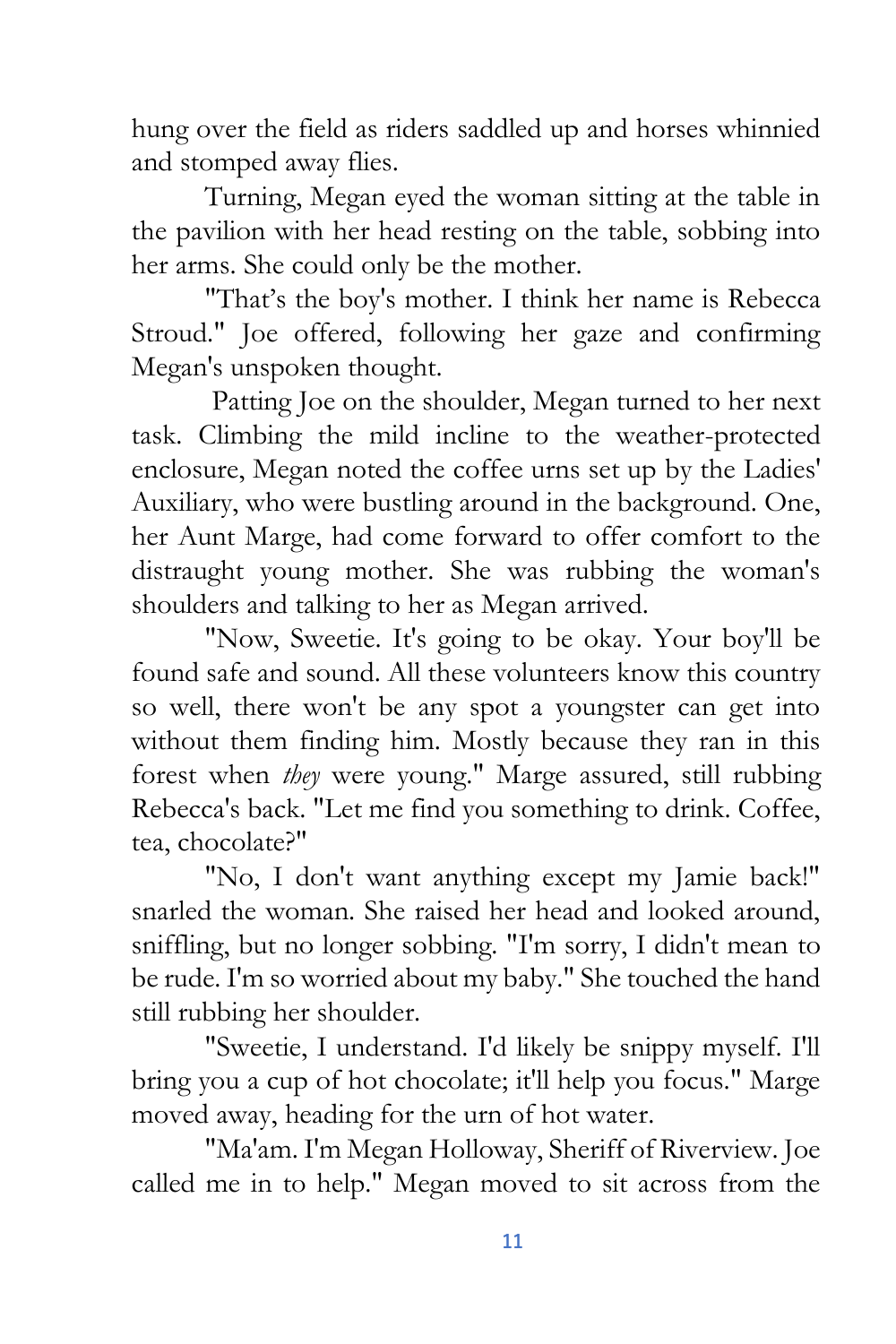hung over the field as riders saddled up and horses whinnied and stomped away flies.

Turning, Megan eyed the woman sitting at the table in the pavilion with her head resting on the table, sobbing into her arms. She could only be the mother.

"That's the boy's mother. I think her name is Rebecca Stroud." Joe offered, following her gaze and confirming Megan's unspoken thought.

Patting Joe on the shoulder, Megan turned to her next task. Climbing the mild incline to the weather-protected enclosure, Megan noted the coffee urns set up by the Ladies' Auxiliary, who were bustling around in the background. One, her Aunt Marge, had come forward to offer comfort to the distraught young mother. She was rubbing the woman's shoulders and talking to her as Megan arrived.

"Now, Sweetie. It's going to be okay. Your boy'll be found safe and sound. All these volunteers know this country so well, there won't be any spot a youngster can get into without them finding him. Mostly because they ran in this forest when *they* were young." Marge assured, still rubbing Rebecca's back. "Let me find you something to drink. Coffee, tea, chocolate?"

"No, I don't want anything except my Jamie back!" snarled the woman. She raised her head and looked around, sniffling, but no longer sobbing. "I'm sorry, I didn't mean to be rude. I'm so worried about my baby." She touched the hand still rubbing her shoulder.

"Sweetie, I understand. I'd likely be snippy myself. I'll bring you a cup of hot chocolate; it'll help you focus." Marge moved away, heading for the urn of hot water.

"Ma'am. I'm Megan Holloway, Sheriff of Riverview. Joe called me in to help." Megan moved to sit across from the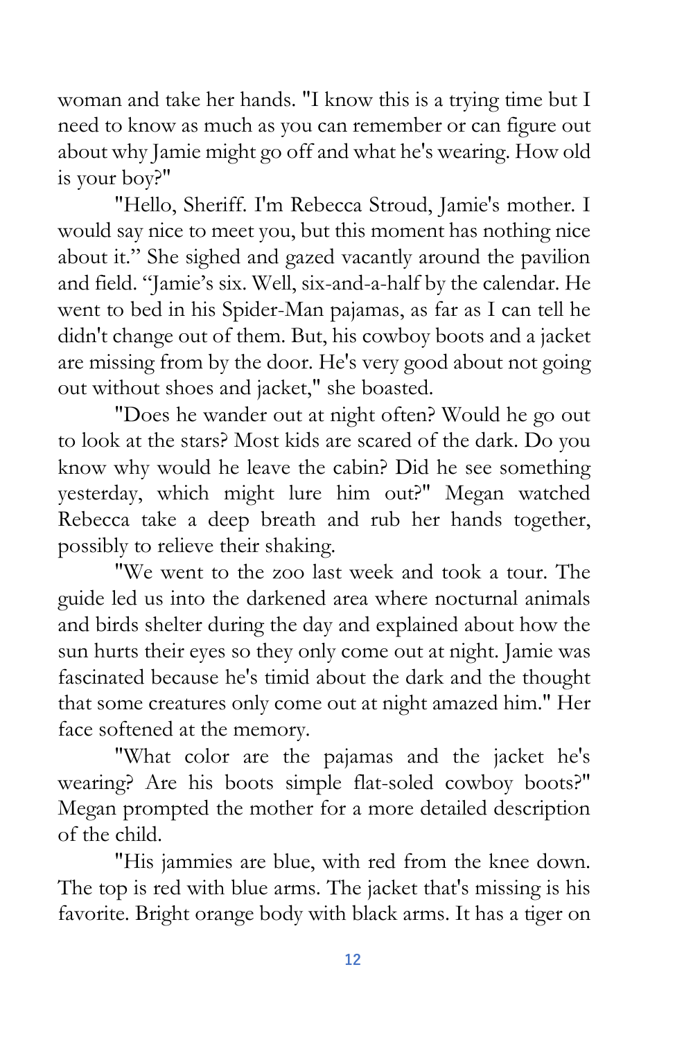woman and take her hands. "I know this is a trying time but I need to know as much as you can remember or can figure out about why Jamie might go off and what he's wearing. How old is your boy?"

"Hello, Sheriff. I'm Rebecca Stroud, Jamie's mother. I would say nice to meet you, but this moment has nothing nice about it." She sighed and gazed vacantly around the pavilion and field. "Jamie's six. Well, six-and-a-half by the calendar. He went to bed in his Spider-Man pajamas, as far as I can tell he didn't change out of them. But, his cowboy boots and a jacket are missing from by the door. He's very good about not going out without shoes and jacket," she boasted.

"Does he wander out at night often? Would he go out to look at the stars? Most kids are scared of the dark. Do you know why would he leave the cabin? Did he see something yesterday, which might lure him out?" Megan watched Rebecca take a deep breath and rub her hands together, possibly to relieve their shaking.

"We went to the zoo last week and took a tour. The guide led us into the darkened area where nocturnal animals and birds shelter during the day and explained about how the sun hurts their eyes so they only come out at night. Jamie was fascinated because he's timid about the dark and the thought that some creatures only come out at night amazed him." Her face softened at the memory.

"What color are the pajamas and the jacket he's wearing? Are his boots simple flat-soled cowboy boots?" Megan prompted the mother for a more detailed description of the child.

"His jammies are blue, with red from the knee down. The top is red with blue arms. The jacket that's missing is his favorite. Bright orange body with black arms. It has a tiger on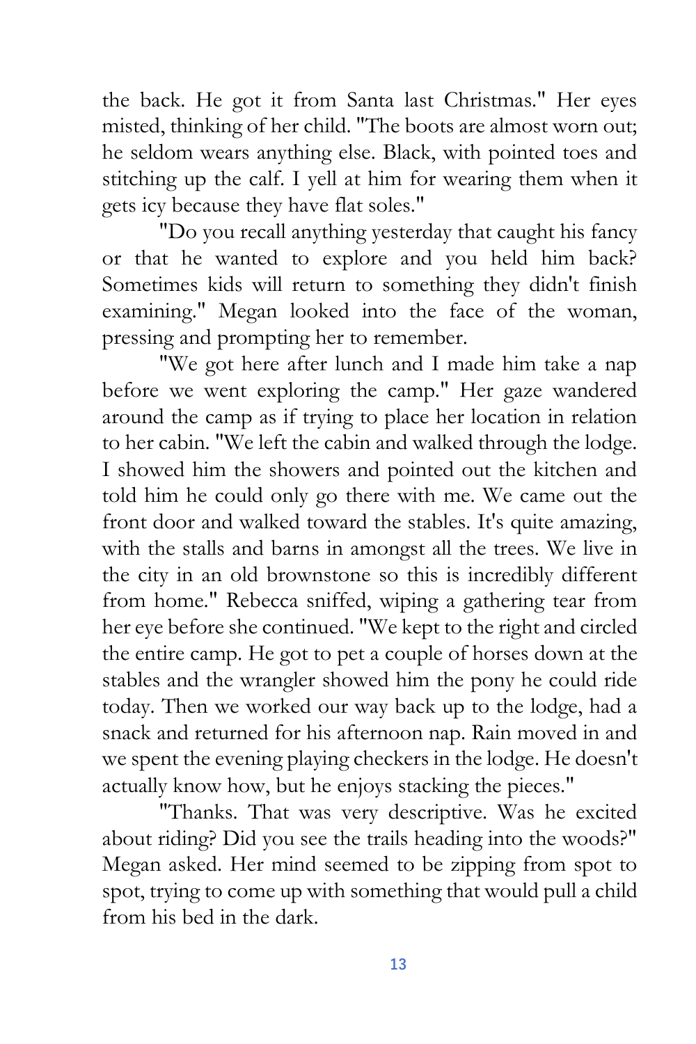the back. He got it from Santa last Christmas." Her eyes misted, thinking of her child. "The boots are almost worn out; he seldom wears anything else. Black, with pointed toes and stitching up the calf. I yell at him for wearing them when it gets icy because they have flat soles."

"Do you recall anything yesterday that caught his fancy or that he wanted to explore and you held him back? Sometimes kids will return to something they didn't finish examining." Megan looked into the face of the woman, pressing and prompting her to remember.

"We got here after lunch and I made him take a nap before we went exploring the camp." Her gaze wandered around the camp as if trying to place her location in relation to her cabin. "We left the cabin and walked through the lodge. I showed him the showers and pointed out the kitchen and told him he could only go there with me. We came out the front door and walked toward the stables. It's quite amazing, with the stalls and barns in amongst all the trees. We live in the city in an old brownstone so this is incredibly different from home." Rebecca sniffed, wiping a gathering tear from her eye before she continued. "We kept to the right and circled the entire camp. He got to pet a couple of horses down at the stables and the wrangler showed him the pony he could ride today. Then we worked our way back up to the lodge, had a snack and returned for his afternoon nap. Rain moved in and we spent the evening playing checkers in the lodge. He doesn't actually know how, but he enjoys stacking the pieces."

"Thanks. That was very descriptive. Was he excited about riding? Did you see the trails heading into the woods?" Megan asked. Her mind seemed to be zipping from spot to spot, trying to come up with something that would pull a child from his bed in the dark.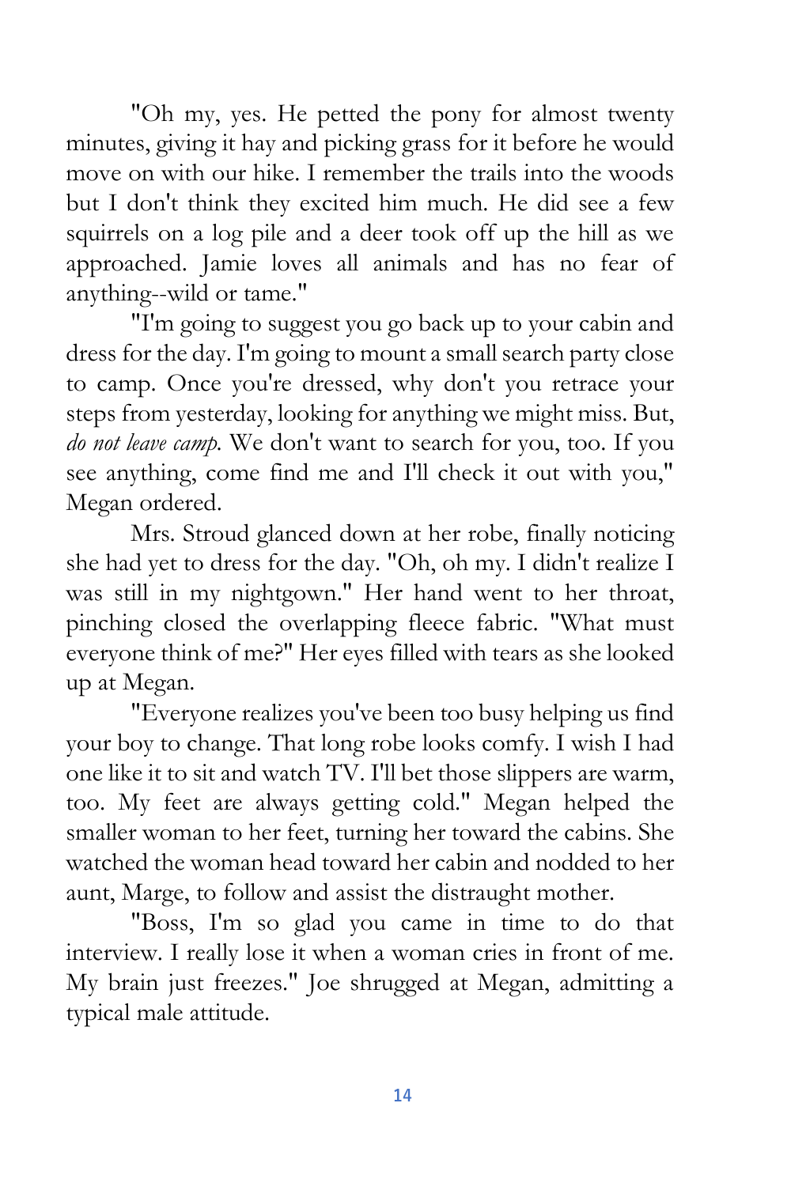"Oh my, yes. He petted the pony for almost twenty minutes, giving it hay and picking grass for it before he would move on with our hike. I remember the trails into the woods but I don't think they excited him much. He did see a few squirrels on a log pile and a deer took off up the hill as we approached. Jamie loves all animals and has no fear of anything--wild or tame."

"I'm going to suggest you go back up to your cabin and dress for the day. I'm going to mount a small search party close to camp. Once you're dressed, why don't you retrace your steps from yesterday, looking for anything we might miss. But, *do not leave camp.* We don't want to search for you, too. If you see anything, come find me and I'll check it out with you," Megan ordered.

Mrs. Stroud glanced down at her robe, finally noticing she had yet to dress for the day. "Oh, oh my. I didn't realize I was still in my nightgown." Her hand went to her throat, pinching closed the overlapping fleece fabric. "What must everyone think of me?" Her eyes filled with tears as she looked up at Megan.

"Everyone realizes you've been too busy helping us find your boy to change. That long robe looks comfy. I wish I had one like it to sit and watch TV. I'll bet those slippers are warm, too. My feet are always getting cold." Megan helped the smaller woman to her feet, turning her toward the cabins. She watched the woman head toward her cabin and nodded to her aunt, Marge, to follow and assist the distraught mother.

"Boss, I'm so glad you came in time to do that interview. I really lose it when a woman cries in front of me. My brain just freezes." Joe shrugged at Megan, admitting a typical male attitude.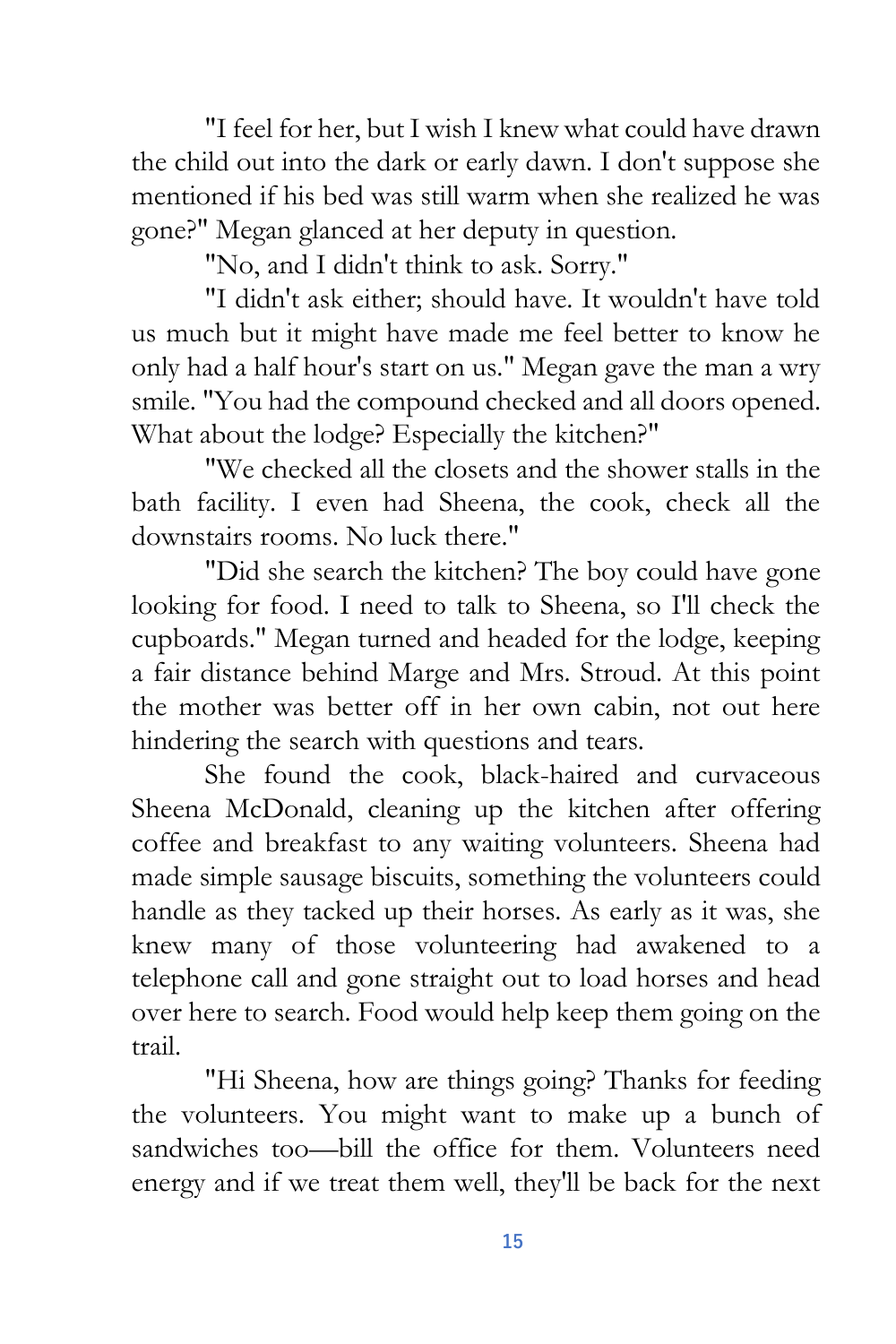"I feel for her, but I wish I knew what could have drawn the child out into the dark or early dawn. I don't suppose she mentioned if his bed was still warm when she realized he was gone?" Megan glanced at her deputy in question.

"No, and I didn't think to ask. Sorry."

"I didn't ask either; should have. It wouldn't have told us much but it might have made me feel better to know he only had a half hour's start on us." Megan gave the man a wry smile. "You had the compound checked and all doors opened. What about the lodge? Especially the kitchen?"

"We checked all the closets and the shower stalls in the bath facility. I even had Sheena, the cook, check all the downstairs rooms. No luck there."

"Did she search the kitchen? The boy could have gone looking for food. I need to talk to Sheena, so I'll check the cupboards." Megan turned and headed for the lodge, keeping a fair distance behind Marge and Mrs. Stroud. At this point the mother was better off in her own cabin, not out here hindering the search with questions and tears.

She found the cook, black-haired and curvaceous Sheena McDonald, cleaning up the kitchen after offering coffee and breakfast to any waiting volunteers. Sheena had made simple sausage biscuits, something the volunteers could handle as they tacked up their horses. As early as it was, she knew many of those volunteering had awakened to a telephone call and gone straight out to load horses and head over here to search. Food would help keep them going on the trail.

"Hi Sheena, how are things going? Thanks for feeding the volunteers. You might want to make up a bunch of sandwiches too—bill the office for them. Volunteers need energy and if we treat them well, they'll be back for the next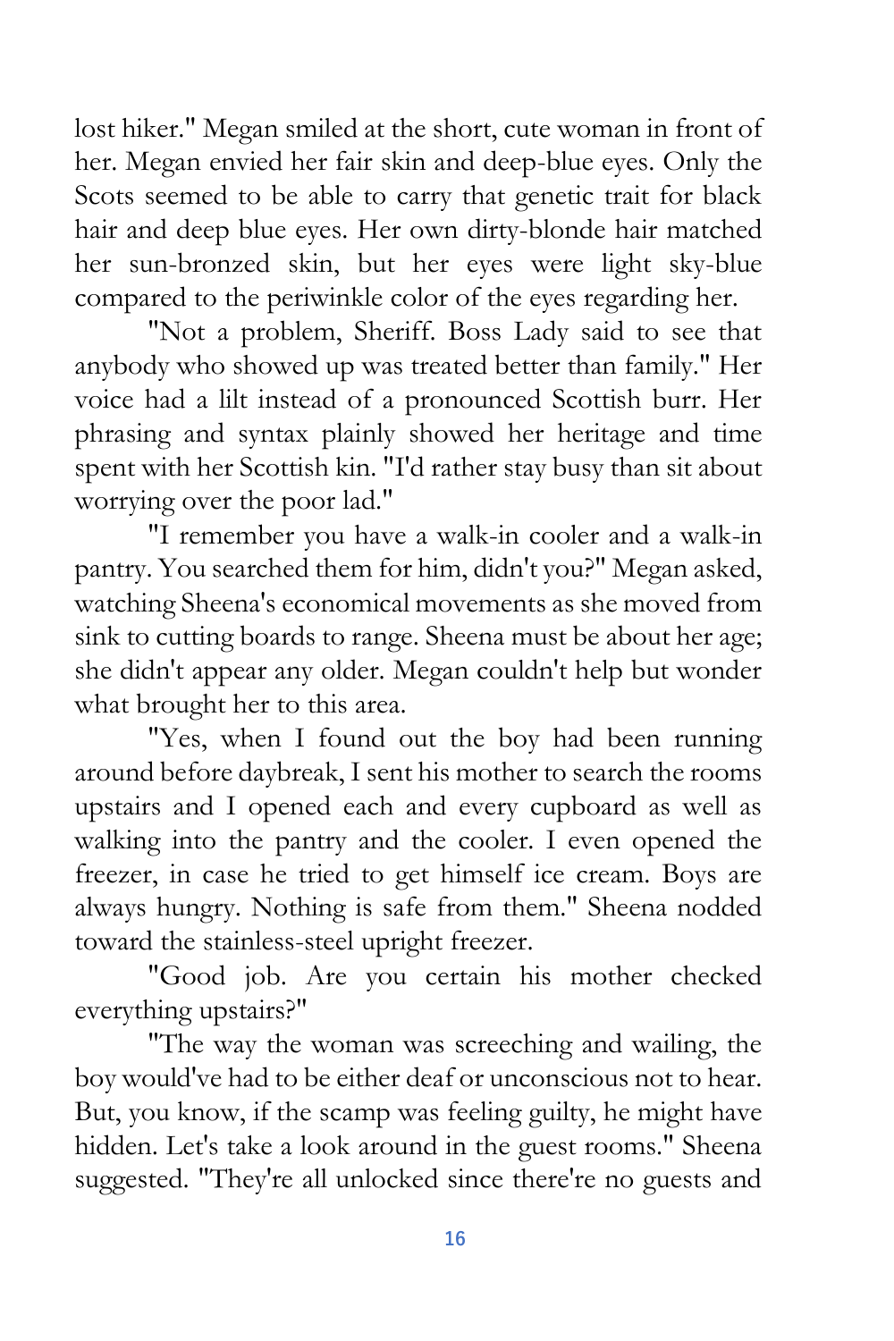lost hiker." Megan smiled at the short, cute woman in front of her. Megan envied her fair skin and deep-blue eyes. Only the Scots seemed to be able to carry that genetic trait for black hair and deep blue eyes. Her own dirty-blonde hair matched her sun-bronzed skin, but her eyes were light sky-blue compared to the periwinkle color of the eyes regarding her.

"Not a problem, Sheriff. Boss Lady said to see that anybody who showed up was treated better than family." Her voice had a lilt instead of a pronounced Scottish burr. Her phrasing and syntax plainly showed her heritage and time spent with her Scottish kin. "I'd rather stay busy than sit about worrying over the poor lad."

"I remember you have a walk-in cooler and a walk-in pantry. You searched them for him, didn't you?" Megan asked, watching Sheena's economical movements as she moved from sink to cutting boards to range. Sheena must be about her age; she didn't appear any older. Megan couldn't help but wonder what brought her to this area.

"Yes, when I found out the boy had been running around before daybreak, I sent his mother to search the rooms upstairs and I opened each and every cupboard as well as walking into the pantry and the cooler. I even opened the freezer, in case he tried to get himself ice cream. Boys are always hungry. Nothing is safe from them." Sheena nodded toward the stainless-steel upright freezer.

"Good job. Are you certain his mother checked everything upstairs?"

"The way the woman was screeching and wailing, the boy would've had to be either deaf or unconscious not to hear. But, you know, if the scamp was feeling guilty, he might have hidden. Let's take a look around in the guest rooms." Sheena suggested. "They're all unlocked since there're no guests and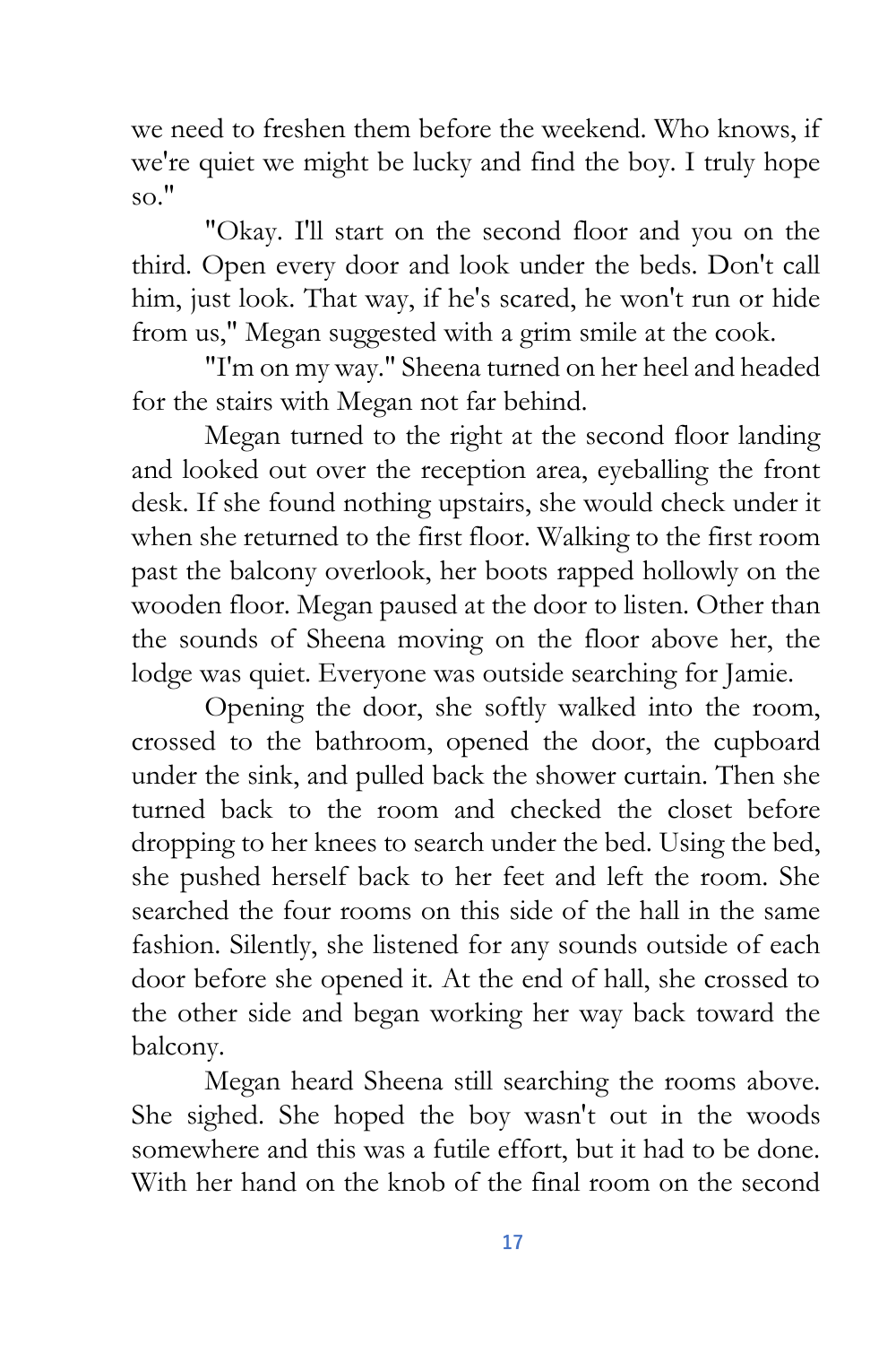we need to freshen them before the weekend. Who knows, if we're quiet we might be lucky and find the boy. I truly hope so."

"Okay. I'll start on the second floor and you on the third. Open every door and look under the beds. Don't call him, just look. That way, if he's scared, he won't run or hide from us," Megan suggested with a grim smile at the cook.

"I'm on my way." Sheena turned on her heel and headed for the stairs with Megan not far behind.

Megan turned to the right at the second floor landing and looked out over the reception area, eyeballing the front desk. If she found nothing upstairs, she would check under it when she returned to the first floor. Walking to the first room past the balcony overlook, her boots rapped hollowly on the wooden floor. Megan paused at the door to listen. Other than the sounds of Sheena moving on the floor above her, the lodge was quiet. Everyone was outside searching for Jamie.

Opening the door, she softly walked into the room, crossed to the bathroom, opened the door, the cupboard under the sink, and pulled back the shower curtain. Then she turned back to the room and checked the closet before dropping to her knees to search under the bed. Using the bed, she pushed herself back to her feet and left the room. She searched the four rooms on this side of the hall in the same fashion. Silently, she listened for any sounds outside of each door before she opened it. At the end of hall, she crossed to the other side and began working her way back toward the balcony.

Megan heard Sheena still searching the rooms above. She sighed. She hoped the boy wasn't out in the woods somewhere and this was a futile effort, but it had to be done. With her hand on the knob of the final room on the second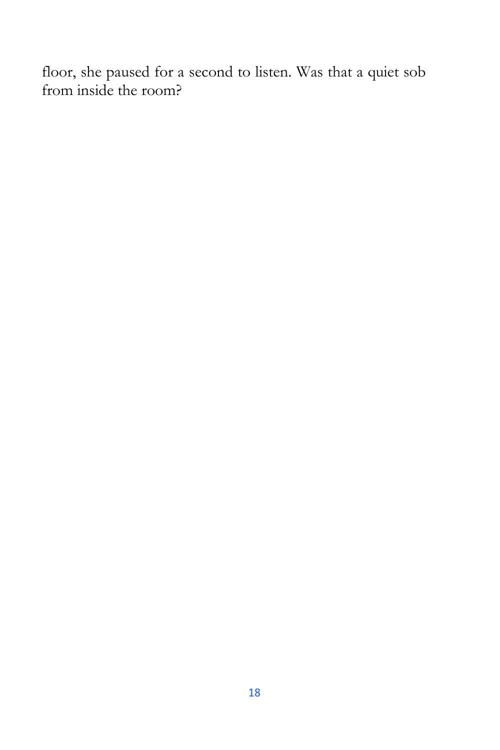floor, she paused for a second to listen. Was that a quiet sob from inside the room?